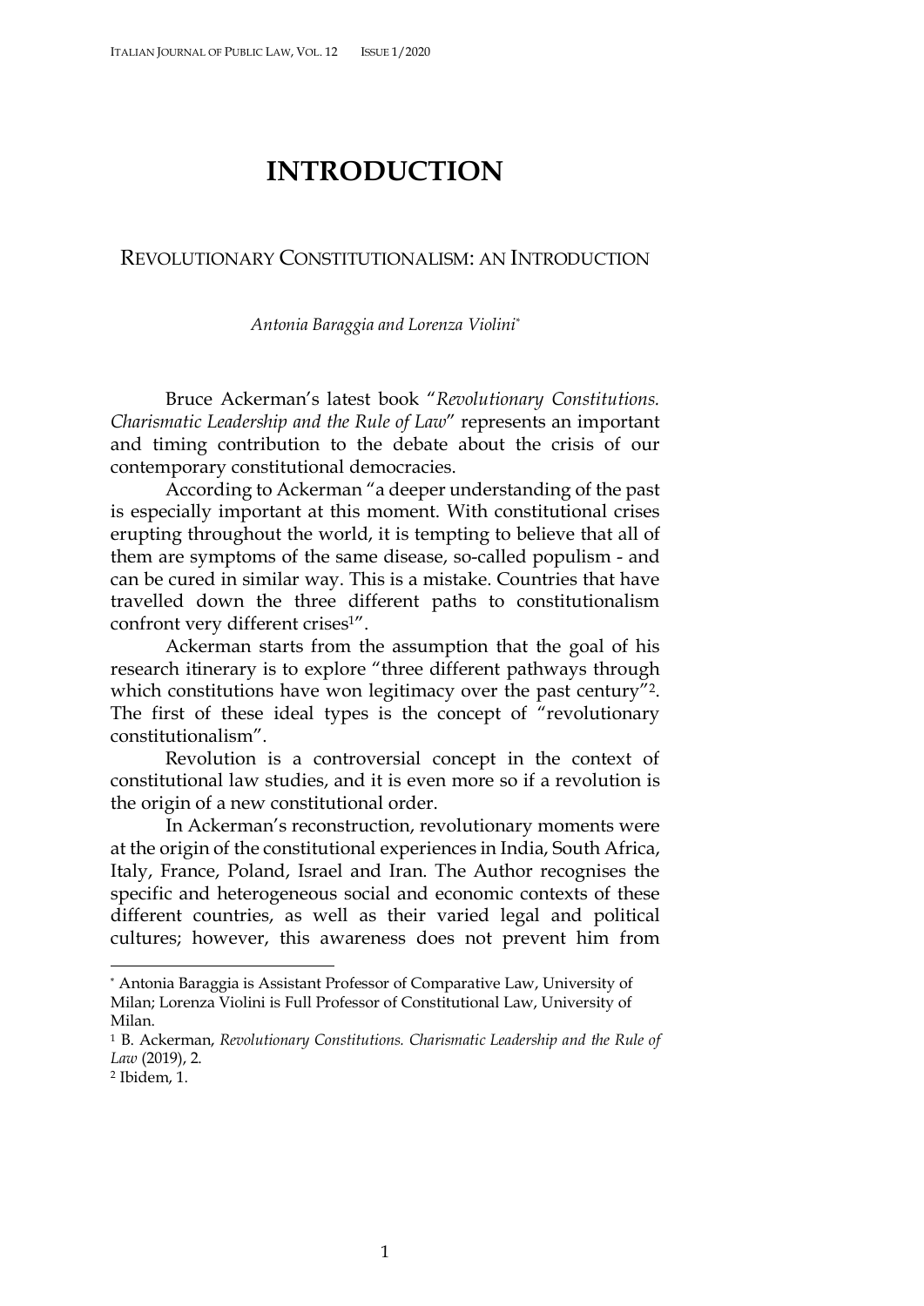# INTRODUCTION

## REVOLUTIONARY CONSTITUTIONALISM: AN INTRODUCTION

*Antonia Baraggia and Lorenza Violini*[*]

Bruce Ackerman's latest book "*Revolutionary Constitutions. Charismatic Leadership and the Rule of Law*" represents an important and timing contribution to the debate about the crisis of our contemporary constitutional democracies.

According to Ackerman "a deeper understanding of the past is especially important at this moment. With constitutional crises erupting throughout the world, it is tempting to believe that all of them are symptoms of the same disease, so-called populism - and can be cured in similar way. This is a mistake. Countries that have travelled down the three different paths to constitutionalism confront very different crises[1]".

Ackerman starts from the assumption that the goal of his research itinerary is to explore "three different pathways through which constitutions have won legitimacy over the past century"[2]. The first of these ideal types is the concept of "revolutionary constitutionalism".

Revolution is a controversial concept in the context of constitutional law studies, and it is even more so if a revolution is the origin of a new constitutional order.

In Ackerman's reconstruction, revolutionary moments were at the origin of the constitutional experiences in India, South Africa, Italy, France, Poland, Israel and Iran. The Author recognises the specific and heterogeneous social and economic contexts of these different countries, as well as their varied legal and political cultures; however, this awareness does not prevent him from

---

[*] Antonia Baraggia is Assistant Professor of Comparative Law, University of Milan; Lorenza Violini is Full Professor of Constitutional Law, University of Milan.

[1] B. Ackerman, *Revolutionary Constitutions. Charismatic Leadership and the Rule of Law* (2019), 2.

[2] Ibidem, 1.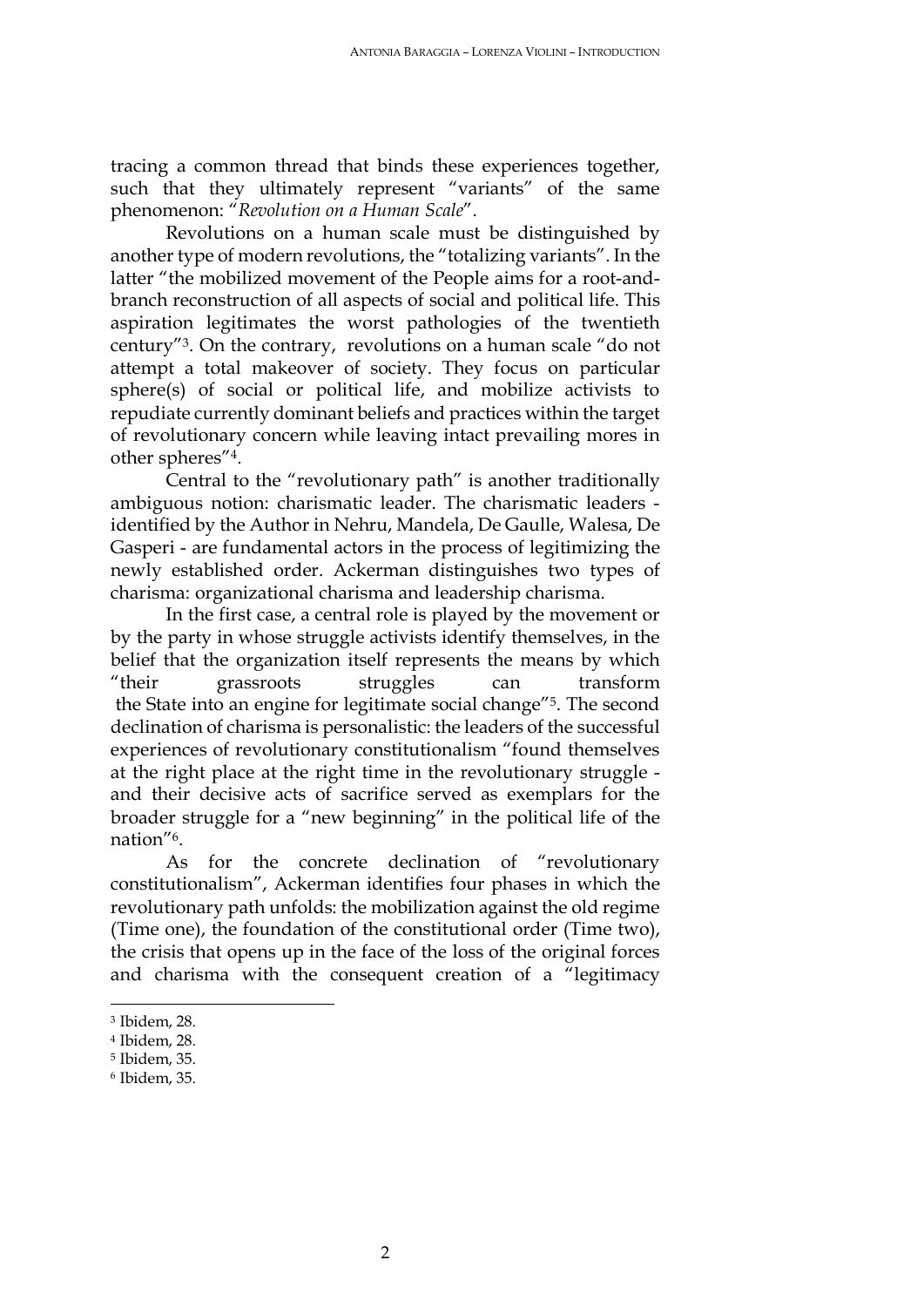tracing a common thread that binds these experiences together, such that they ultimately represent "variants" of the same phenomenon: "*Revolution on a Human Scale*".

Revolutions on a human scale must be distinguished by another type of modern revolutions, the "totalizing variants". In the latter "the mobilized movement of the People aims for a root-and-branch reconstruction of all aspects of social and political life. This aspiration legitimates the worst pathologies of the twentieth century"[3]. On the contrary, revolutions on a human scale "do not attempt a total makeover of society. They focus on particular sphere(s) of social or political life, and mobilize activists to repudiate currently dominant beliefs and practices within the target of revolutionary concern while leaving intact prevailing mores in other spheres"[4].

Central to the "revolutionary path" is another traditionally ambiguous notion: charismatic leader. The charismatic leaders - identified by the Author in Nehru, Mandela, De Gaulle, Walesa, De Gasperi - are fundamental actors in the process of legitimizing the newly established order. Ackerman distinguishes two types of charisma: organizational charisma and leadership charisma.

In the first case, a central role is played by the movement or by the party in whose struggle activists identify themselves, in the belief that the organization itself represents the means by which "their grassroots struggles can transform the State into an engine for legitimate social change"[5]. The second declination of charisma is personalistic: the leaders of the successful experiences of revolutionary constitutionalism "found themselves at the right place at the right time in the revolutionary struggle - and their decisive acts of sacrifice served as exemplars for the broader struggle for a "new beginning" in the political life of the nation"[6].

As for the concrete declination of "revolutionary constitutionalism", Ackerman identifies four phases in which the revolutionary path unfolds: the mobilization against the old regime (Time one), the foundation of the constitutional order (Time two), the crisis that opens up in the face of the loss of the original forces and charisma with the consequent creation of a "legitimacy

---

[3] Ibidem, 28.

[4] Ibidem, 28.

[5] Ibidem, 35.

[6] Ibidem, 35.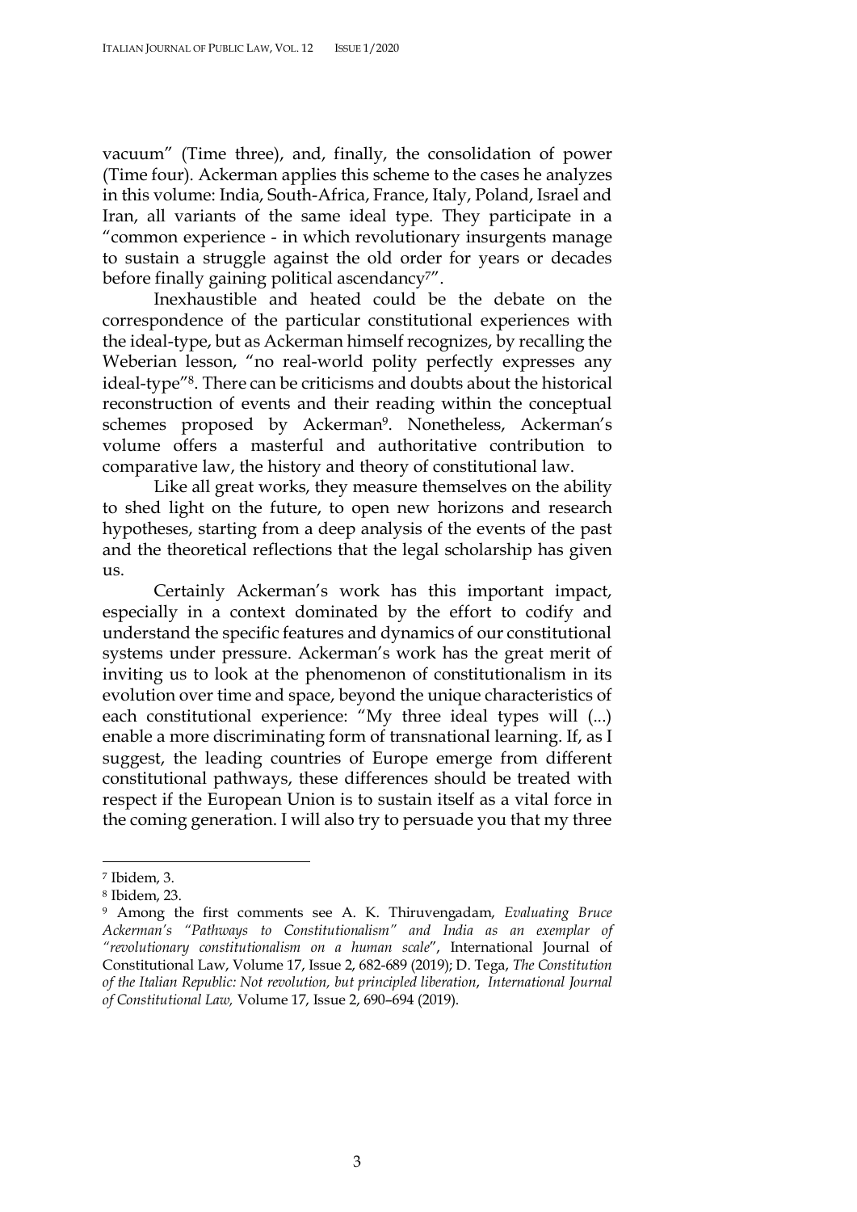vacuum" (Time three), and, finally, the consolidation of power (Time four). Ackerman applies this scheme to the cases he analyzes in this volume: India, South-Africa, France, Italy, Poland, Israel and Iran, all variants of the same ideal type. They participate in a "common experience - in which revolutionary insurgents manage to sustain a struggle against the old order for years or decades before finally gaining political ascendancy[7]".

Inexhaustible and heated could be the debate on the correspondence of the particular constitutional experiences with the ideal-type, but as Ackerman himself recognizes, by recalling the Weberian lesson, "no real-world polity perfectly expresses any ideal-type"[8]. There can be criticisms and doubts about the historical reconstruction of events and their reading within the conceptual schemes proposed by Ackerman[9]. Nonetheless, Ackerman's volume offers a masterful and authoritative contribution to comparative law, the history and theory of constitutional law.

Like all great works, they measure themselves on the ability to shed light on the future, to open new horizons and research hypotheses, starting from a deep analysis of the events of the past and the theoretical reflections that the legal scholarship has given us.

Certainly Ackerman's work has this important impact, especially in a context dominated by the effort to codify and understand the specific features and dynamics of our constitutional systems under pressure. Ackerman's work has the great merit of inviting us to look at the phenomenon of constitutionalism in its evolution over time and space, beyond the unique characteristics of each constitutional experience: "My three ideal types will (...) enable a more discriminating form of transnational learning. If, as I suggest, the leading countries of Europe emerge from different constitutional pathways, these differences should be treated with respect if the European Union is to sustain itself as a vital force in the coming generation. I will also try to persuade you that my three

---

[7] Ibidem, 3.

[8] Ibidem, 23.

[9] Among the first comments see A. K. Thiruvengadam, *Evaluating Bruce Ackerman's "Pathways to Constitutionalism" and India as an exemplar of "revolutionary constitutionalism on a human scale*", International Journal of Constitutional Law, Volume 17, Issue 2, 682-689 (2019); D. Tega, *The Constitution of the Italian Republic: Not revolution, but principled liberation*, *International Journal of Constitutional Law,* Volume 17, Issue 2, 690–694 (2019).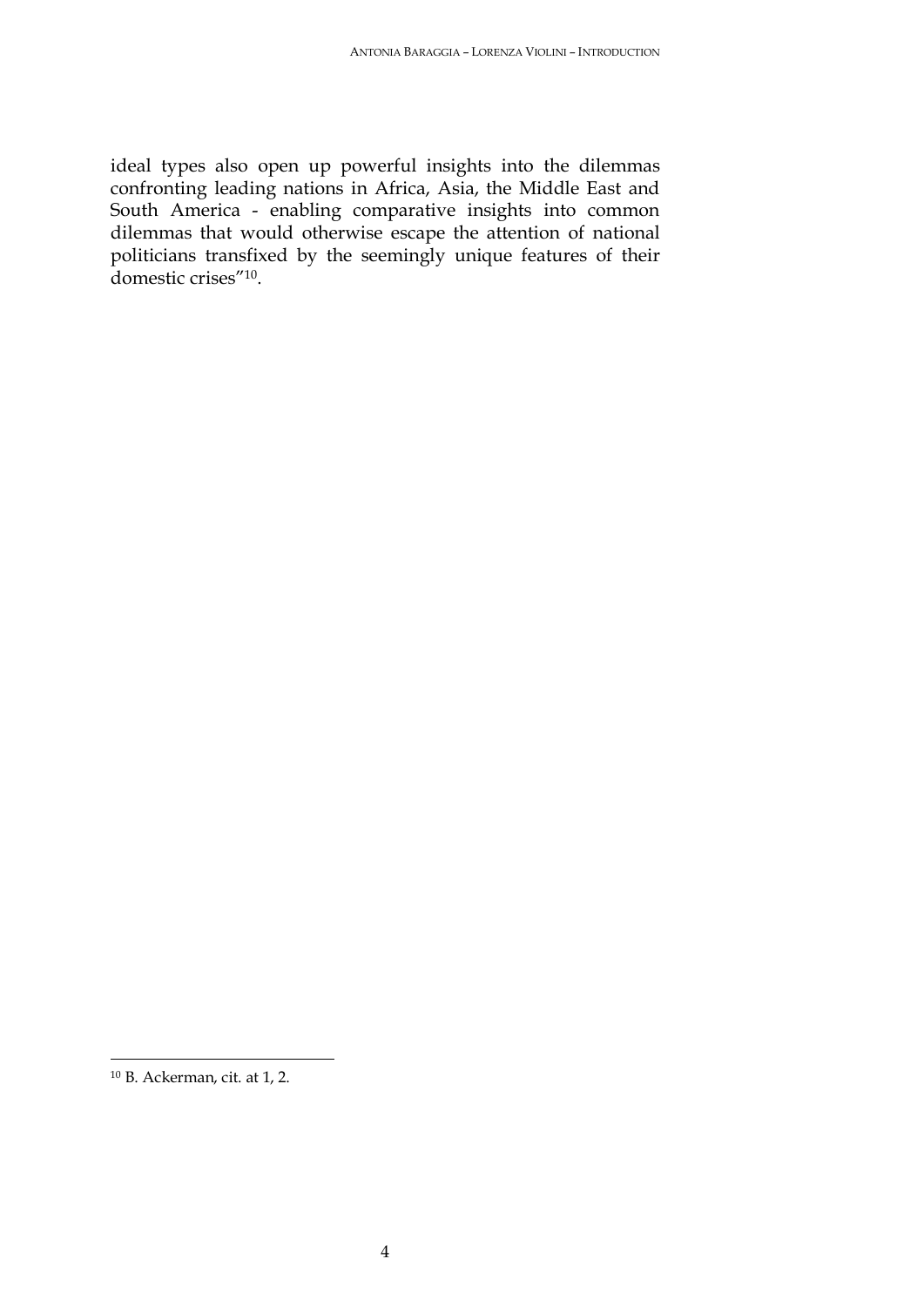ideal types also open up powerful insights into the dilemmas confronting leading nations in Africa, Asia, the Middle East and South America - enabling comparative insights into common dilemmas that would otherwise escape the attention of national politicians transfixed by the seemingly unique features of their domestic crises"[10].

---

[10] B. Ackerman, cit. at 1, 2.